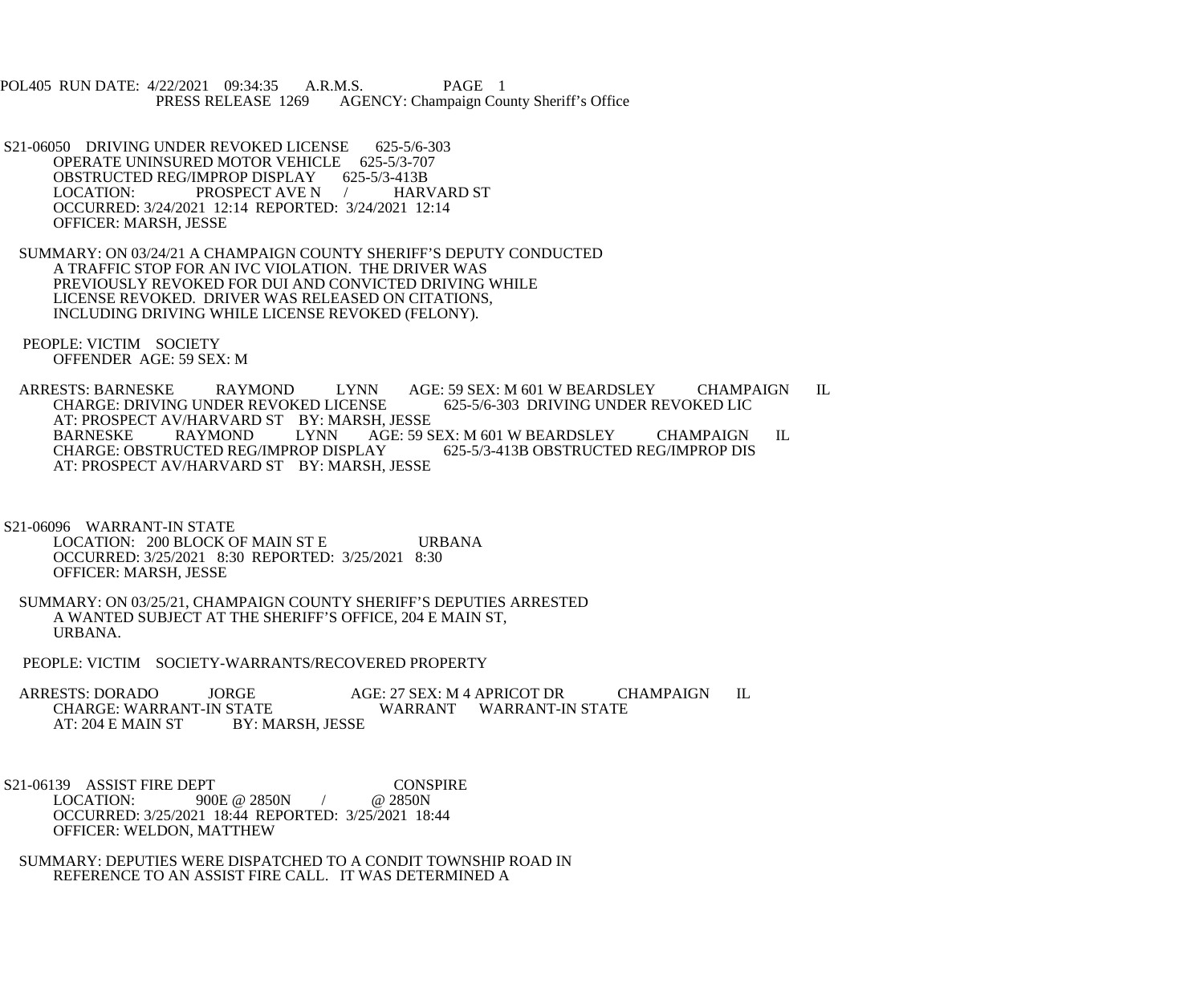POL405 RUN DATE: 4/22/2021 09:34:35 A.R.M.S. PAGE 1
PRESS RELEASE 1269 AGENCY: Champaign County Sheriff's Office

S21-06050 DRIVING UNDER REVOKED LICENSE 625-5/6-303
OPERATE UNINSURED MOTOR VEHICLE 625-5/3-707
OBSTRUCTED REG/IMPROP DISPLAY 625-5/3-413B
LOCATION: PROSPECT AVE N / HARVARD ST
OCCURRED: 3/24/2021 12:14 REPORTED: 3/24/2021 12:14
OFFICER: MARSH, JESSE

SUMMARY: ON 03/24/21 A CHAMPAIGN COUNTY SHERIFF'S DEPUTY CONDUCTED A TRAFFIC STOP FOR AN IVC VIOLATION. THE DRIVER WAS PREVIOUSLY REVOKED FOR DUI AND CONVICTED DRIVING WHILE LICENSE REVOKED. DRIVER WAS RELEASED ON CITATIONS, INCLUDING DRIVING WHILE LICENSE REVOKED (FELONY).

PEOPLE: VICTIM SOCIETY
OFFENDER AGE: 59 SEX: M

ARRESTS: BARNESKE RAYMOND LYNN AGE: 59 SEX: M 601 W BEARDSLEY CHAMPAIGN IL
CHARGE: DRIVING UNDER REVOKED LICENSE 625-5/6-303 DRIVING UNDER REVOKED LIC
AT: PROSPECT AV/HARVARD ST BY: MARSH, JESSE
BARNESKE RAYMOND LYNN AGE: 59 SEX: M 601 W BEARDSLEY CHAMPAIGN IL
CHARGE: OBSTRUCTED REG/IMPROP DISPLAY 625-5/3-413B OBSTRUCTED REG/IMPROP DIS
AT: PROSPECT AV/HARVARD ST BY: MARSH, JESSE

S21-06096 WARRANT-IN STATE
LOCATION: 200 BLOCK OF MAIN ST E URBANA
OCCURRED: 3/25/2021 8:30 REPORTED: 3/25/2021 8:30
OFFICER: MARSH, JESSE

SUMMARY: ON 03/25/21, CHAMPAIGN COUNTY SHERIFF'S DEPUTIES ARRESTED A WANTED SUBJECT AT THE SHERIFF'S OFFICE, 204 E MAIN ST, URBANA.

PEOPLE: VICTIM SOCIETY-WARRANTS/RECOVERED PROPERTY

ARRESTS: DORADO JORGE AGE: 27 SEX: M 4 APRICOT DR CHAMPAIGN IL
CHARGE: WARRANT-IN STATE WARRANT WARRANT-IN STATE
AT: 204 E MAIN ST BY: MARSH, JESSE

S21-06139 ASSIST FIRE DEPT CONSPIRE
LOCATION: 900E @ 2850N / @ 2850N
OCCURRED: 3/25/2021 18:44 REPORTED: 3/25/2021 18:44
OFFICER: WELDON, MATTHEW

SUMMARY: DEPUTIES WERE DISPATCHED TO A CONDIT TOWNSHIP ROAD IN REFERENCE TO AN ASSIST FIRE CALL. IT WAS DETERMINED A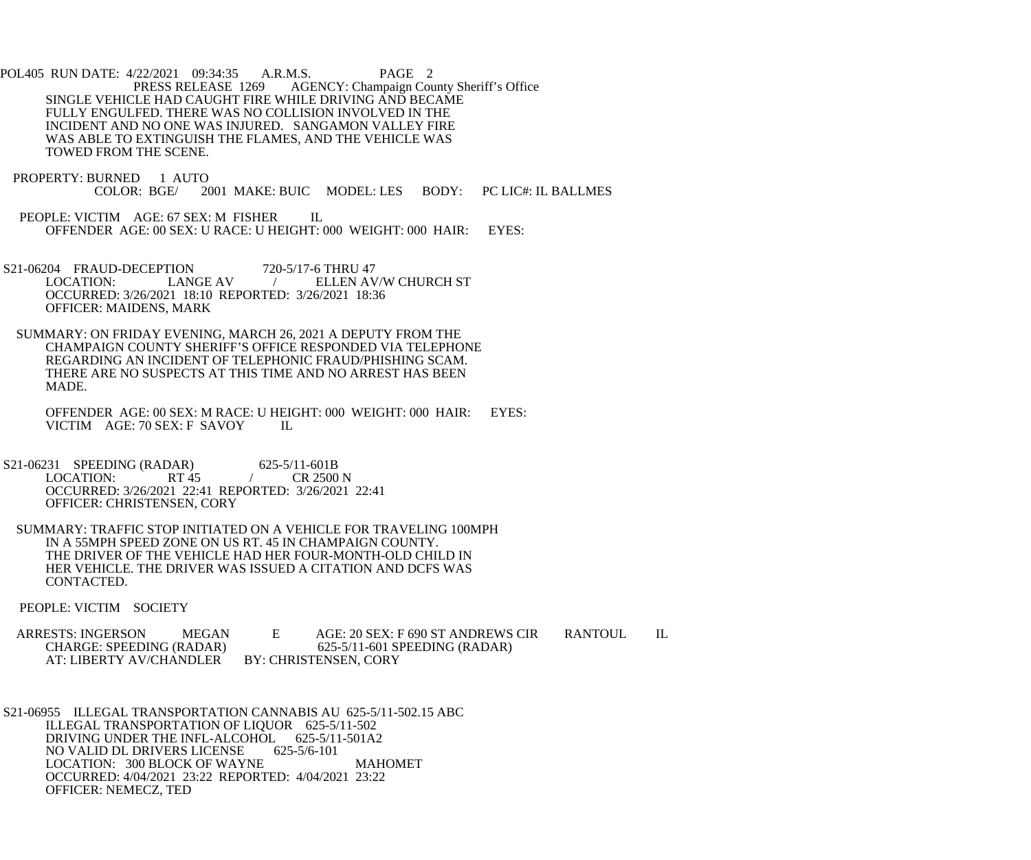PRESS RELEASE 1269 AGENCY: Champaign County Sheriff's Office

SINGLE VEHICLE HAD CAUGHT FIRE WHILE DRIVING AND BECAME FULLY ENGULFED. THERE WAS NO COLLISION INVOLVED IN THE INCIDENT AND NO ONE WAS INJURED. SANGAMON VALLEY FIRE WAS ABLE TO EXTINGUISH THE FLAMES, AND THE VEHICLE WAS TOWED FROM THE SCENE.

PROPERTY: BURNED 1 AUTO
COLOR: BGE/ 2001 MAKE: BUIC MODEL: LES BODY: PC LIC#: IL BALLMES

PEOPLE: VICTIM AGE: 67 SEX: M FISHER IL
OFFENDER AGE: 00 SEX: U RACE: U HEIGHT: 000 WEIGHT: 000 HAIR: EYES:

S21-06204 FRAUD-DECEPTION 720-5/17-6 THRU 47
LOCATION: LANGE AV / ELLEN AV/W CHURCH ST
OCCURRED: 3/26/2021 18:10 REPORTED: 3/26/2021 18:36
OFFICER: MAIDENS, MARK

SUMMARY: ON FRIDAY EVENING, MARCH 26, 2021 A DEPUTY FROM THE CHAMPAIGN COUNTY SHERIFF'S OFFICE RESPONDED VIA TELEPHONE REGARDING AN INCIDENT OF TELEPHONIC FRAUD/PHISHING SCAM. THERE ARE NO SUSPECTS AT THIS TIME AND NO ARREST HAS BEEN MADE.

OFFENDER AGE: 00 SEX: M RACE: U HEIGHT: 000 WEIGHT: 000 HAIR: EYES:
VICTIM AGE: 70 SEX: F SAVOY IL

S21-06231 SPEEDING (RADAR) 625-5/11-601B
LOCATION: RT 45 / CR 2500 N
OCCURRED: 3/26/2021 22:41 REPORTED: 3/26/2021 22:41
OFFICER: CHRISTENSEN, CORY

SUMMARY: TRAFFIC STOP INITIATED ON A VEHICLE FOR TRAVELING 100MPH IN A 55MPH SPEED ZONE ON US RT. 45 IN CHAMPAIGN COUNTY. THE DRIVER OF THE VEHICLE HAD HER FOUR-MONTH-OLD CHILD IN HER VEHICLE. THE DRIVER WAS ISSUED A CITATION AND DCFS WAS CONTACTED.

PEOPLE: VICTIM SOCIETY

ARRESTS: INGERSON MEGAN E AGE: 20 SEX: F 690 ST ANDREWS CIR RANTOUL IL
CHARGE: SPEEDING (RADAR) 625-5/11-601 SPEEDING (RADAR)
AT: LIBERTY AV/CHANDLER BY: CHRISTENSEN, CORY

S21-06955 ILLEGAL TRANSPORTATION CANNABIS AU 625-5/11-502.15 ABC
ILLEGAL TRANSPORTATION OF LIQUOR 625-5/11-502
DRIVING UNDER THE INFL-ALCOHOL 625-5/11-501A2
NO VALID DL DRIVERS LICENSE 625-5/6-101
LOCATION: 300 BLOCK OF WAYNE MAHOMET
OCCURRED: 4/04/2021 23:22 REPORTED: 4/04/2021 23:22
OFFICER: NEMECZ, TED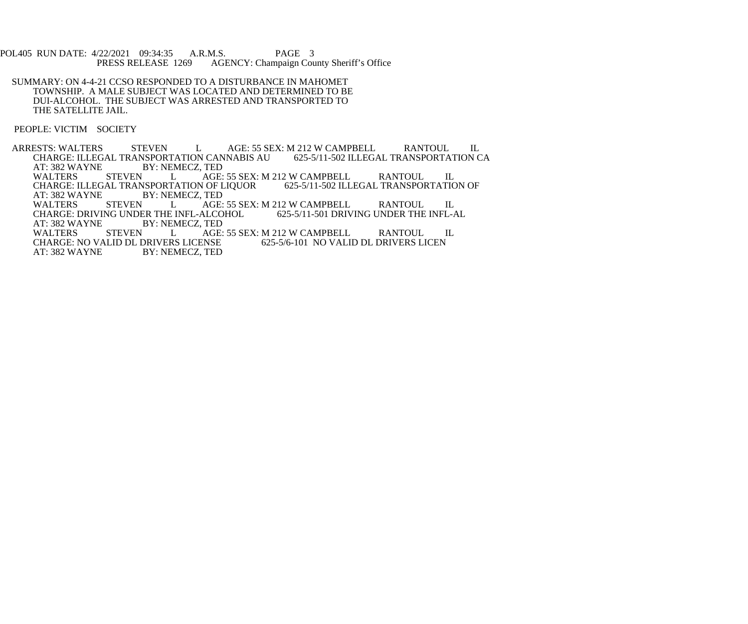POL405 RUN DATE: 4/22/2021 09:34:35 A.R.M.S. PAGE 3
PRESS RELEASE 1269 AGENCY: Champaign County Sheriff's Office

SUMMARY: ON 4-4-21 CCSO RESPONDED TO A DISTURBANCE IN MAHOMET TOWNSHIP. A MALE SUBJECT WAS LOCATED AND DETERMINED TO BE DUI-ALCOHOL. THE SUBJECT WAS ARRESTED AND TRANSPORTED TO THE SATELLITE JAIL.

PEOPLE: VICTIM SOCIETY

ARRESTS: WALTERS STEVEN L AGE: 55 SEX: M 212 W CAMPBELL RANTOUL IL
CHARGE: ILLEGAL TRANSPORTATION CANNABIS AU 625-5/11-502 ILLEGAL TRANSPORTATION CA
AT: 382 WAYNE BY: NEMECZ, TED
WALTERS STEVEN L AGE: 55 SEX: M 212 W CAMPBELL RANTOUL IL
CHARGE: ILLEGAL TRANSPORTATION OF LIQUOR 625-5/11-502 ILLEGAL TRANSPORTATION OF
AT: 382 WAYNE BY: NEMECZ, TED
WALTERS STEVEN L AGE: 55 SEX: M 212 W CAMPBELL RANTOUL IL
CHARGE: DRIVING UNDER THE INFL-ALCOHOL 625-5/11-501 DRIVING UNDER THE INFL-AL
AT: 382 WAYNE BY: NEMECZ, TED
WALTERS STEVEN L AGE: 55 SEX: M 212 W CAMPBELL RANTOUL IL
CHARGE: NO VALID DL DRIVERS LICENSE 625-5/6-101 NO VALID DL DRIVERS LICEN
AT: 382 WAYNE BY: NEMECZ, TED